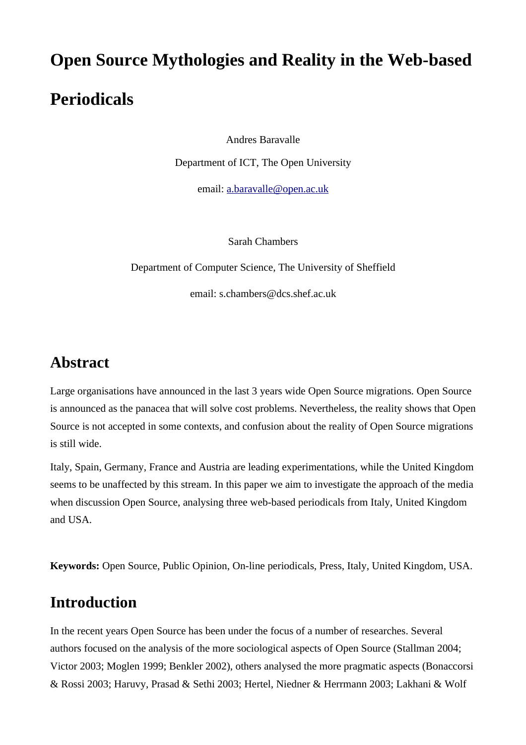# Open Source Mythologies and Reality in the Web-based Periodicals

Andres Baravalle

Department of ICT, The Open University

email: a.baravalle@open.ac.uk

Sarah Chambers

Department of Computer Science, The University of Sheffield

email: s.chambers@dcs.shef.ac.uk

## Abstract

Large organisations have announced in the last 3 years wide Open Source migrations. Open Source is announced as the panacea that will solve cost problems. Nevertheless, the reality shows that Open Source is not accepted in some contexts, and confusion about the reality of Open Source migrations is still wide.

Italy, Spain, Germany, France and Austria are leading experimentations, while the United Kingdom seems to be unaffected by this stream. In this paper we aim to investigate the approach of the media when discussion Open Source, analysing three web-based periodicals from Italy, United Kingdom and USA.

**Keywords:** Open Source, Public Opinion, On-line periodicals, Press, Italy, United Kingdom, USA.

## Introduction

In the recent years Open Source has been under the focus of a number of researches. Several authors focused on the analysis of the more sociological aspects of Open Source (Stallman 2004; Victor 2003; Moglen 1999; Benkler 2002), others analysed the more pragmatic aspects (Bonaccorsi & Rossi 2003; Haruvy, Prasad & Sethi 2003; Hertel, Niedner & Herrmann 2003; Lakhani & Wolf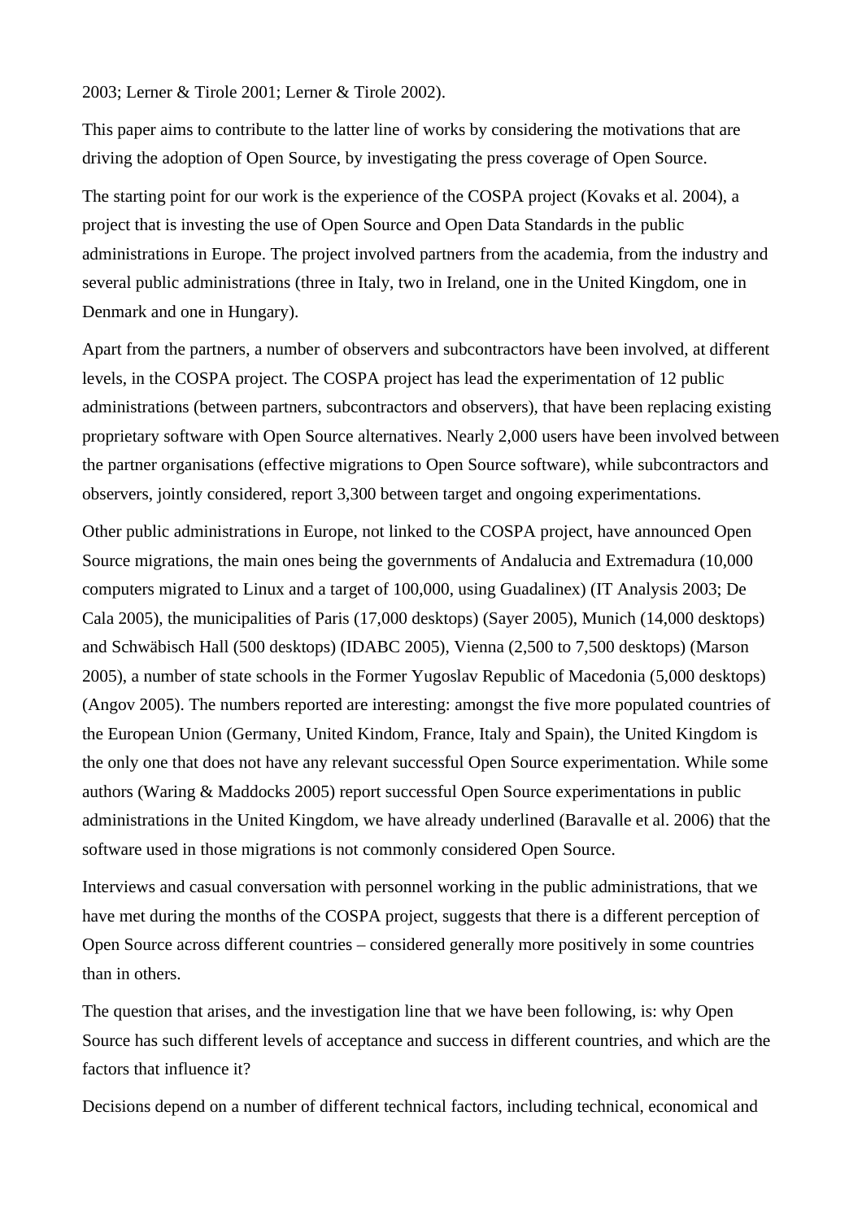2003; Lerner & Tirole 2001; Lerner & Tirole 2002).

This paper aims to contribute to the latter line of works by considering the motivations that are driving the adoption of Open Source, by investigating the press coverage of Open Source.

The starting point for our work is the experience of the COSPA project (Kovaks et al. 2004), a project that is investing the use of Open Source and Open Data Standards in the public administrations in Europe. The project involved partners from the academia, from the industry and several public administrations (three in Italy, two in Ireland, one in the United Kingdom, one in Denmark and one in Hungary).

Apart from the partners, a number of observers and subcontractors have been involved, at different levels, in the COSPA project. The COSPA project has lead the experimentation of 12 public administrations (between partners, subcontractors and observers), that have been replacing existing proprietary software with Open Source alternatives. Nearly 2,000 users have been involved between the partner organisations (effective migrations to Open Source software), while subcontractors and observers, jointly considered, report 3,300 between target and ongoing experimentations.

Other public administrations in Europe, not linked to the COSPA project, have announced Open Source migrations, the main ones being the governments of Andalucia and Extremadura (10,000 computers migrated to Linux and a target of 100,000, using Guadalinex) (IT Analysis 2003; De Cala 2005), the municipalities of Paris (17,000 desktops) (Sayer 2005), Munich (14,000 desktops) and Schwäbisch Hall (500 desktops) (IDABC 2005), Vienna (2,500 to 7,500 desktops) (Marson 2005), a number of state schools in the Former Yugoslav Republic of Macedonia (5,000 desktops) (Angov 2005). The numbers reported are interesting: amongst the five more populated countries of the European Union (Germany, United Kindom, France, Italy and Spain), the United Kingdom is the only one that does not have any relevant successful Open Source experimentation. While some authors (Waring & Maddocks 2005) report successful Open Source experimentations in public administrations in the United Kingdom, we have already underlined (Baravalle et al. 2006) that the software used in those migrations is not commonly considered Open Source.

Interviews and casual conversation with personnel working in the public administrations, that we have met during the months of the COSPA project, suggests that there is a different perception of Open Source across different countries – considered generally more positively in some countries than in others.

The question that arises, and the investigation line that we have been following, is: why Open Source has such different levels of acceptance and success in different countries, and which are the factors that influence it?

Decisions depend on a number of different technical factors, including technical, economical and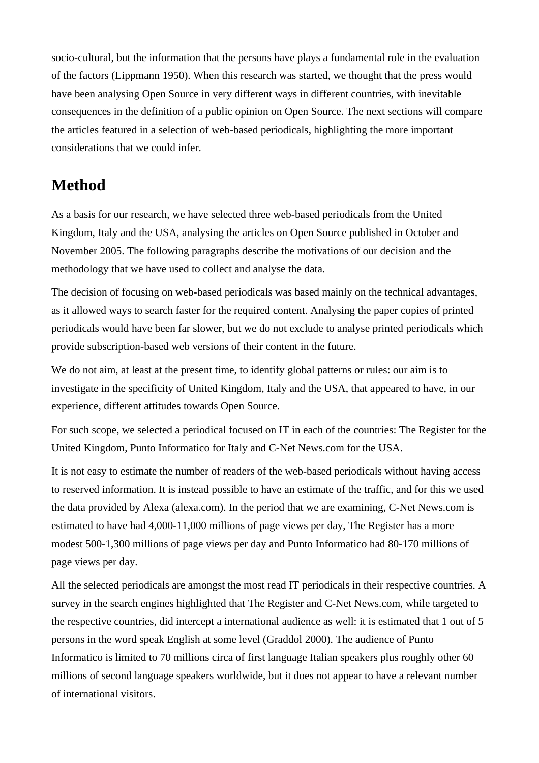socio-cultural, but the information that the persons have plays a fundamental role in the evaluation of the factors (Lippmann 1950). When this research was started, we thought that the press would have been analysing Open Source in very different ways in different countries, with inevitable consequences in the definition of a public opinion on Open Source. The next sections will compare the articles featured in a selection of web-based periodicals, highlighting the more important considerations that we could infer.

# Method

As a basis for our research, we have selected three web-based periodicals from the United Kingdom, Italy and the USA, analysing the articles on Open Source published in October and November 2005. The following paragraphs describe the motivations of our decision and the methodology that we have used to collect and analyse the data.

The decision of focusing on web-based periodicals was based mainly on the technical advantages, as it allowed ways to search faster for the required content. Analysing the paper copies of printed periodicals would have been far slower, but we do not exclude to analyse printed periodicals which provide subscription-based web versions of their content in the future.

We do not aim, at least at the present time, to identify global patterns or rules: our aim is to investigate in the specificity of United Kingdom, Italy and the USA, that appeared to have, in our experience, different attitudes towards Open Source.

For such scope, we selected a periodical focused on IT in each of the countries: The Register for the United Kingdom, Punto Informatico for Italy and C-Net News.com for the USA.

It is not easy to estimate the number of readers of the web-based periodicals without having access to reserved information. It is instead possible to have an estimate of the traffic, and for this we used the data provided by Alexa (alexa.com). In the period that we are examining, C-Net News.com is estimated to have had 4,000-11,000 millions of page views per day, The Register has a more modest 500-1,300 millions of page views per day and Punto Informatico had 80-170 millions of page views per day.

All the selected periodicals are amongst the most read IT periodicals in their respective countries. A survey in the search engines highlighted that The Register and C-Net News.com, while targeted to the respective countries, did intercept a international audience as well: it is estimated that 1 out of 5 persons in the word speak English at some level (Graddol 2000). The audience of Punto Informatico is limited to 70 millions circa of first language Italian speakers plus roughly other 60 millions of second language speakers worldwide, but it does not appear to have a relevant number of international visitors.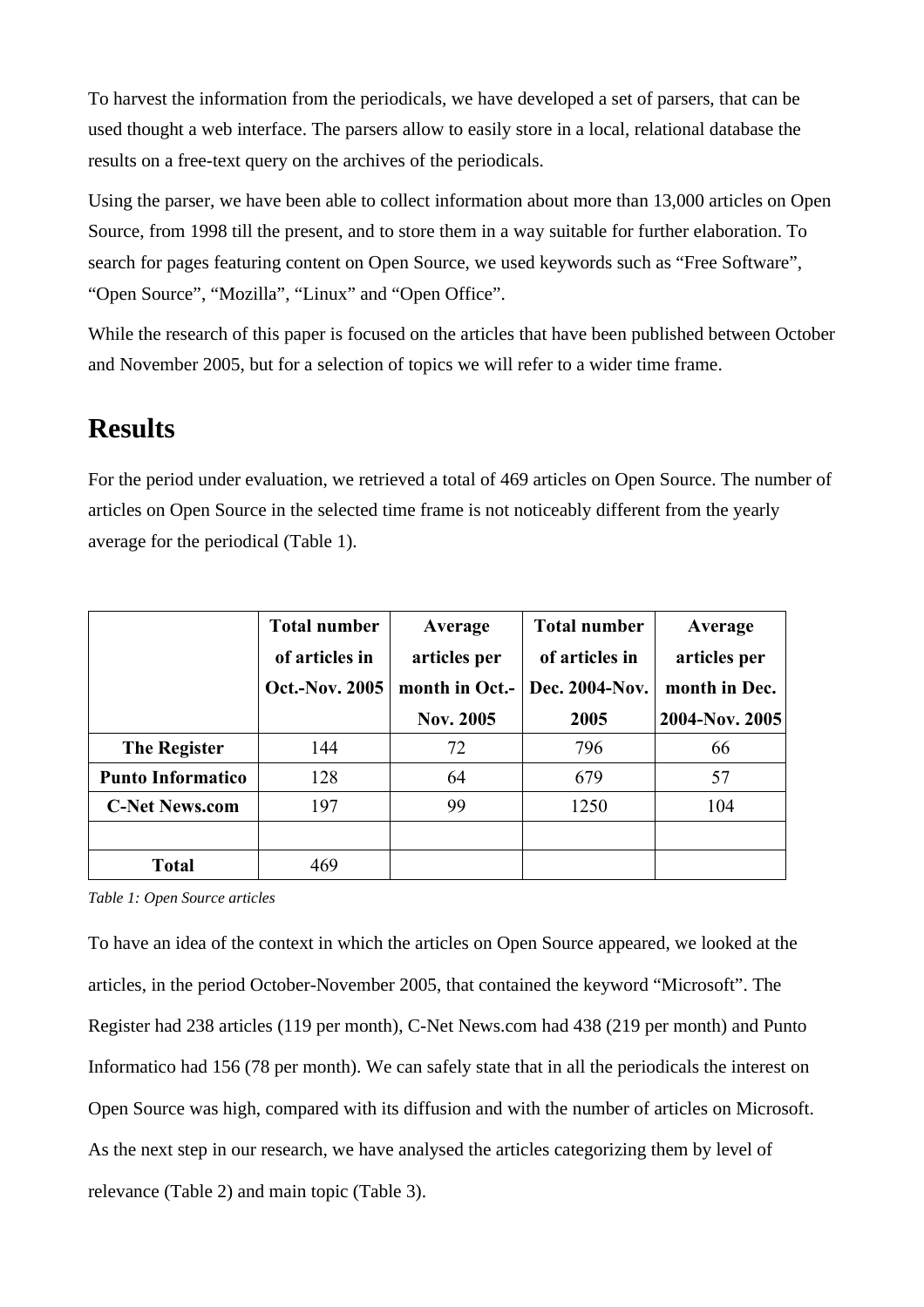To harvest the information from the periodicals, we have developed a set of parsers, that can be used thought a web interface. The parsers allow to easily store in a local, relational database the results on a free-text query on the archives of the periodicals.

Using the parser, we have been able to collect information about more than 13,000 articles on Open Source, from 1998 till the present, and to store them in a way suitable for further elaboration. To search for pages featuring content on Open Source, we used keywords such as “Free Software”, “Open Source”, “Mozilla”, “Linux” and “Open Office”.

While the research of this paper is focused on the articles that have been published between October and November 2005, but for a selection of topics we will refer to a wider time frame.

## Results

For the period under evaluation, we retrieved a total of 469 articles on Open Source. The number of articles on Open Source in the selected time frame is not noticeably different from the yearly average for the periodical (Table 1).

| | Total number of articles in Oct.-Nov. 2005 | Average articles per month in Oct.-Nov. 2005 | Total number of articles in Dec. 2004-Nov. 2005 | Average articles per month in Dec. 2004-Nov. 2005 |
|---|---|---|---|---|
| **The Register** | 144 | 72 | 796 | 66 |
| **Punto Informatico** | 128 | 64 | 679 | 57 |
| **C-Net News.com** | 197 | 99 | 1250 | 104 |
| | | | | |
| **Total** | 469 | | | |

*Table 1: Open Source articles*

To have an idea of the context in which the articles on Open Source appeared, we looked at the articles, in the period October-November 2005, that contained the keyword “Microsoft”. The Register had 238 articles (119 per month), C-Net News.com had 438 (219 per month) and Punto Informatico had 156 (78 per month). We can safely state that in all the periodicals the interest on Open Source was high, compared with its diffusion and with the number of articles on Microsoft. As the next step in our research, we have analysed the articles categorizing them by level of relevance (Table 2) and main topic (Table 3).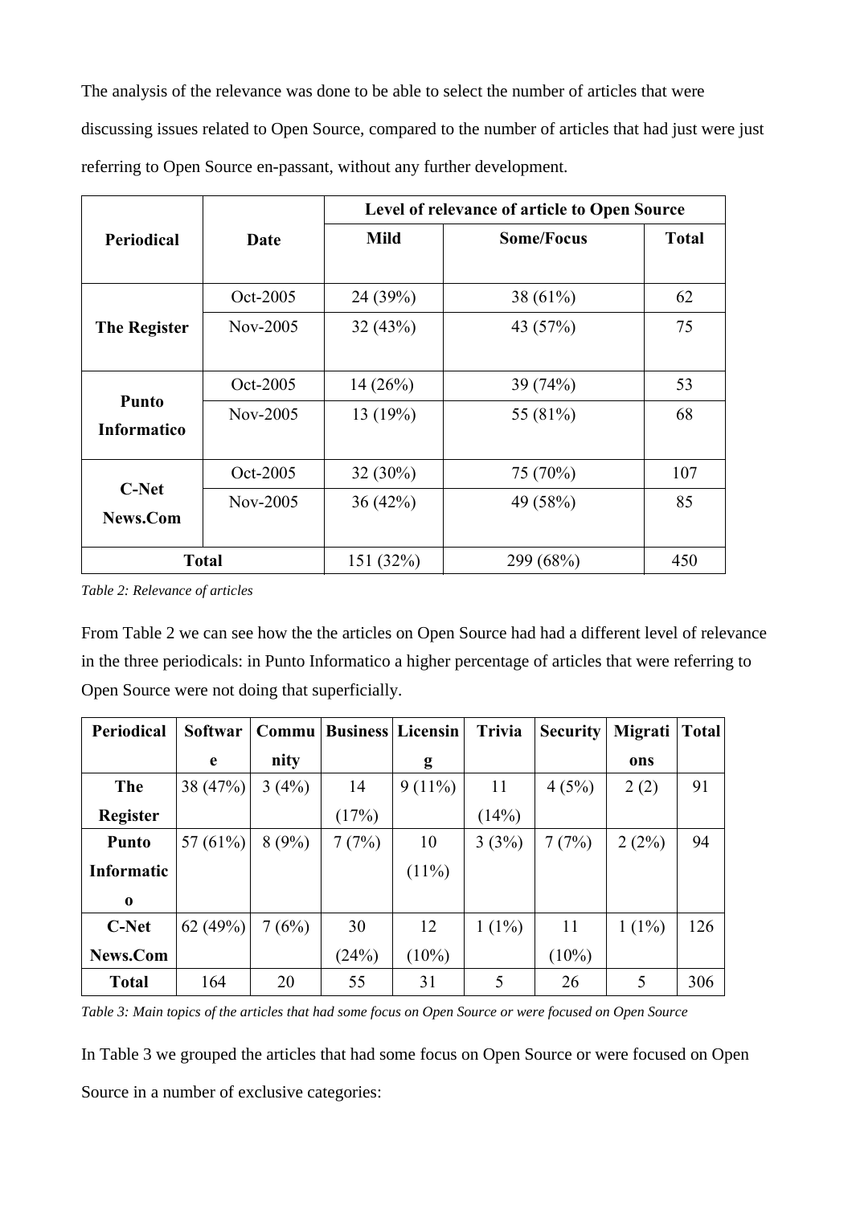The analysis of the relevance was done to be able to select the number of articles that were discussing issues related to Open Source, compared to the number of articles that had just were just referring to Open Source en-passant, without any further development.

| Periodical | Date | Level of relevance of article to Open Source | | |
|---|---|---|---|---|
| | | Mild | Some/Focus | Total |
| The Register | Oct-2005 | 24 (39%) | 38 (61%) | 62 |
| | Nov-2005 | 32 (43%) | 43 (57%) | 75 |
| Punto Informatico | Oct-2005 | 14 (26%) | 39 (74%) | 53 |
| | Nov-2005 | 13 (19%) | 55 (81%) | 68 |
| C-Net News.Com | Oct-2005 | 32 (30%) | 75 (70%) | 107 |
| | Nov-2005 | 36 (42%) | 49 (58%) | 85 |
| Total | | 151 (32%) | 299 (68%) | 450 |

*Table 2: Relevance of articles*

From Table 2 we can see how the the articles on Open Source had had a different level of relevance in the three periodicals: in Punto Informatico a higher percentage of articles that were referring to Open Source were not doing that superficially.

| Periodical | Software | Community | Business | Licensing | Trivia | Security | Migrations | Total |
|---|---|---|---|---|---|---|---|---|
| The Register | 38 (47%) | 3 (4%) | 14 (17%) | 9 (11%) | 11 (14%) | 4 (5%) | 2 (2) | 91 |
| Punto Informatico | 57 (61%) | 8 (9%) | 7 (7%) | 10 (11%) | 3 (3%) | 7 (7%) | 2 (2%) | 94 |
| C-Net News.Com | 62 (49%) | 7 (6%) | 30 (24%) | 12 (10%) | 1 (1%) | 11 (10%) | 1 (1%) | 126 |
| Total | 164 | 20 | 55 | 31 | 5 | 26 | 5 | 306 |

*Table 3: Main topics of the articles that had some focus on Open Source or were focused on Open Source*

In Table 3 we grouped the articles that had some focus on Open Source or were focused on Open Source in a number of exclusive categories: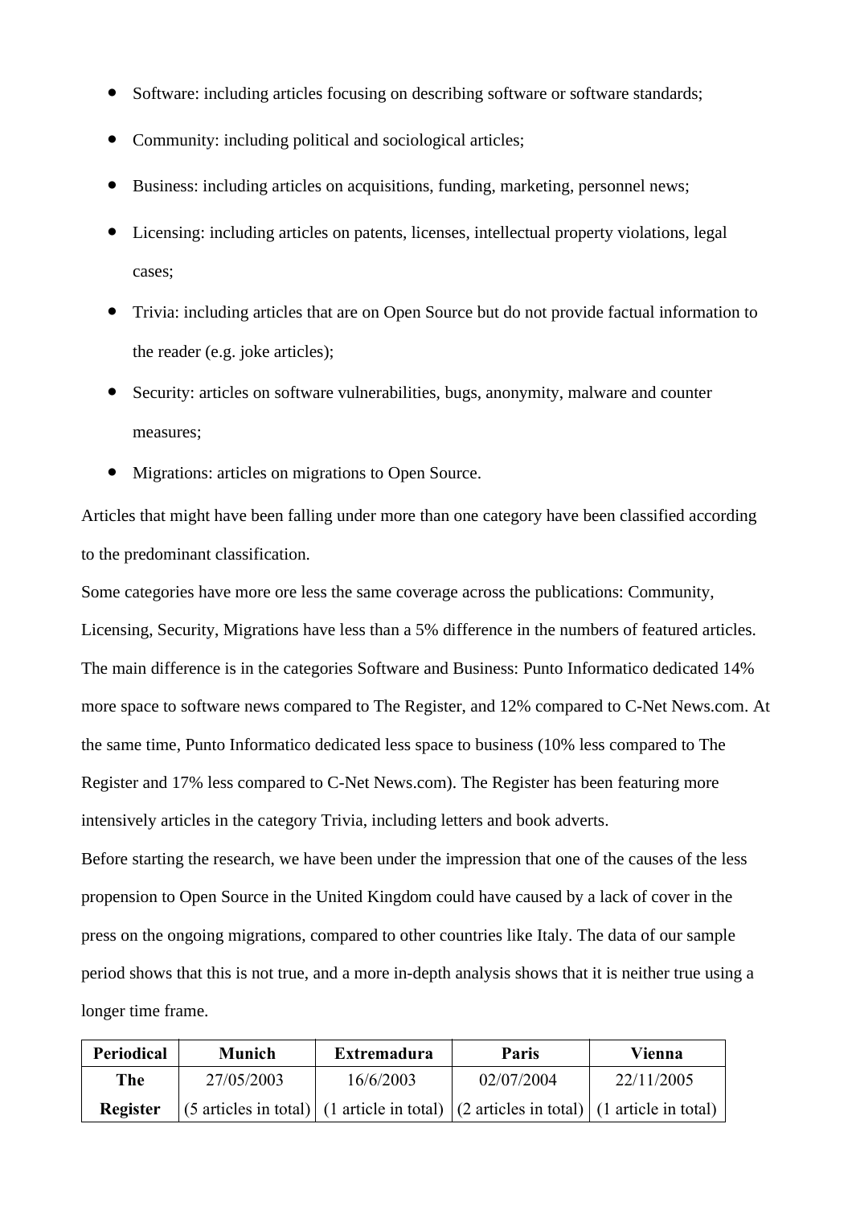- Software: including articles focusing on describing software or software standards;
- Community: including political and sociological articles;
- Business: including articles on acquisitions, funding, marketing, personnel news;
- Licensing: including articles on patents, licenses, intellectual property violations, legal cases;
- Trivia: including articles that are on Open Source but do not provide factual information to the reader (e.g. joke articles);
- Security: articles on software vulnerabilities, bugs, anonymity, malware and counter measures;
- Migrations: articles on migrations to Open Source.

Articles that might have been falling under more than one category have been classified according to the predominant classification.

Some categories have more ore less the same coverage across the publications: Community, Licensing, Security, Migrations have less than a 5% difference in the numbers of featured articles. The main difference is in the categories Software and Business: Punto Informatico dedicated 14% more space to software news compared to The Register, and 12% compared to C-Net News.com. At the same time, Punto Informatico dedicated less space to business (10% less compared to The Register and 17% less compared to C-Net News.com). The Register has been featuring more intensively articles in the category Trivia, including letters and book adverts.

Before starting the research, we have been under the impression that one of the causes of the less propension to Open Source in the United Kingdom could have caused by a lack of cover in the press on the ongoing migrations, compared to other countries like Italy. The data of our sample period shows that this is not true, and a more in-depth analysis shows that it is neither true using a longer time frame.

| Periodical | Munich | Extremadura | Paris | Vienna |
|---|---|---|---|---|
| **The Register** | 27/05/2003 (5 articles in total) | 16/6/2003 (1 article in total) | 02/07/2004 (2 articles in total) | 22/11/2005 (1 article in total) |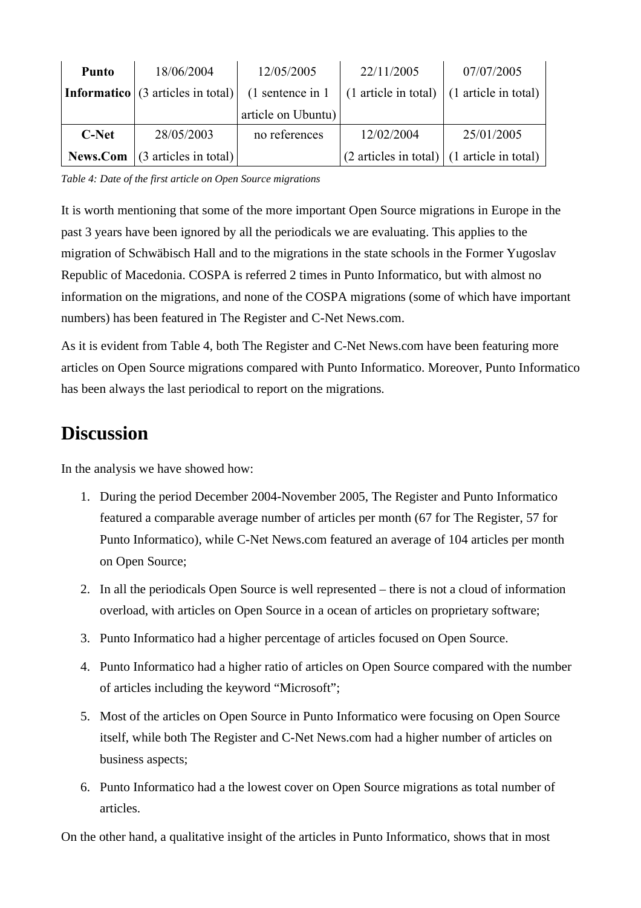| | | | | |
|---|---|---|---|---|
| **Punto Informatico** | 18/06/2004 (3 articles in total) | 12/05/2005 (1 sentence in 1 article on Ubuntu) | 22/11/2005 (1 article in total) | 07/07/2005 (1 article in total) |
| **C-Net News.Com** | 28/05/2003 (3 articles in total) | no references | 12/02/2004 (2 articles in total) | 25/01/2005 (1 article in total) |

*Table 4: Date of the first article on Open Source migrations*

It is worth mentioning that some of the more important Open Source migrations in Europe in the past 3 years have been ignored by all the periodicals we are evaluating. This applies to the migration of Schwäbisch Hall and to the migrations in the state schools in the Former Yugoslav Republic of Macedonia. COSPA is referred 2 times in Punto Informatico, but with almost no information on the migrations, and none of the COSPA migrations (some of which have important numbers) has been featured in The Register and C-Net News.com.

As it is evident from Table 4, both The Register and C-Net News.com have been featuring more articles on Open Source migrations compared with Punto Informatico. Moreover, Punto Informatico has been always the last periodical to report on the migrations.

# Discussion

In the analysis we have showed how:

1. During the period December 2004-November 2005, The Register and Punto Informatico featured a comparable average number of articles per month (67 for The Register, 57 for Punto Informatico), while C-Net News.com featured an average of 104 articles per month on Open Source;
2. In all the periodicals Open Source is well represented – there is not a cloud of information overload, with articles on Open Source in a ocean of articles on proprietary software;
3. Punto Informatico had a higher percentage of articles focused on Open Source.
4. Punto Informatico had a higher ratio of articles on Open Source compared with the number of articles including the keyword "Microsoft";
5. Most of the articles on Open Source in Punto Informatico were focusing on Open Source itself, while both The Register and C-Net News.com had a higher number of articles on business aspects;
6. Punto Informatico had a the lowest cover on Open Source migrations as total number of articles.

On the other hand, a qualitative insight of the articles in Punto Informatico, shows that in most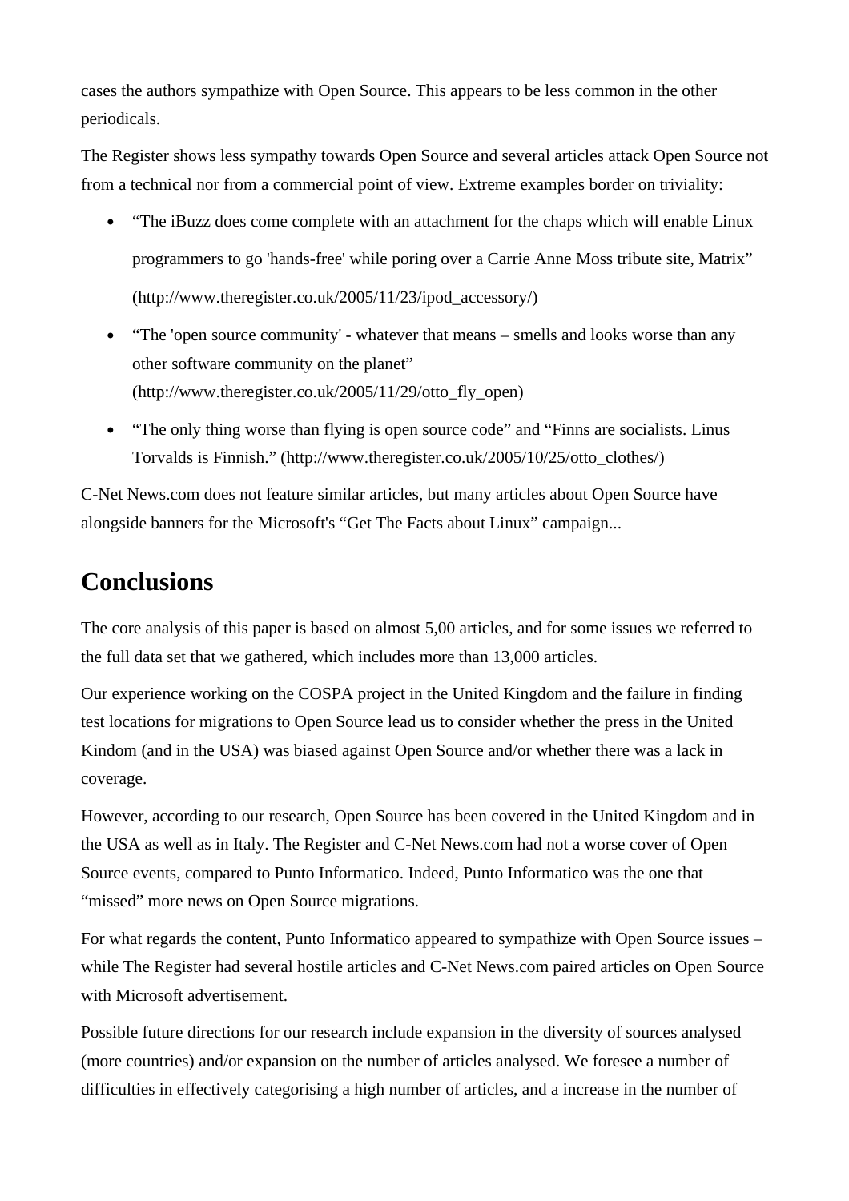cases the authors sympathize with Open Source. This appears to be less common in the other periodicals.

The Register shows less sympathy towards Open Source and several articles attack Open Source not from a technical nor from a commercial point of view. Extreme examples border on triviality:

- “The iBuzz does come complete with an attachment for the chaps which will enable Linux programmers to go 'hands-free' while poring over a Carrie Anne Moss tribute site, Matrix” (http://www.theregister.co.uk/2005/11/23/ipod_accessory/)
- “The 'open source community' - whatever that means – smells and looks worse than any other software community on the planet” (http://www.theregister.co.uk/2005/11/29/otto_fly_open)
- “The only thing worse than flying is open source code” and “Finns are socialists. Linus Torvalds is Finnish.” (http://www.theregister.co.uk/2005/10/25/otto_clothes/)

C-Net News.com does not feature similar articles, but many articles about Open Source have alongside banners for the Microsoft's “Get The Facts about Linux” campaign...

# Conclusions

The core analysis of this paper is based on almost 5,00 articles, and for some issues we referred to the full data set that we gathered, which includes more than 13,000 articles.

Our experience working on the COSPA project in the United Kingdom and the failure in finding test locations for migrations to Open Source lead us to consider whether the press in the United Kindom (and in the USA) was biased against Open Source and/or whether there was a lack in coverage.

However, according to our research, Open Source has been covered in the United Kingdom and in the USA as well as in Italy. The Register and C-Net News.com had not a worse cover of Open Source events, compared to Punto Informatico. Indeed, Punto Informatico was the one that “missed” more news on Open Source migrations.

For what regards the content, Punto Informatico appeared to sympathize with Open Source issues – while The Register had several hostile articles and C-Net News.com paired articles on Open Source with Microsoft advertisement.

Possible future directions for our research include expansion in the diversity of sources analysed (more countries) and/or expansion on the number of articles analysed. We foresee a number of difficulties in effectively categorising a high number of articles, and a increase in the number of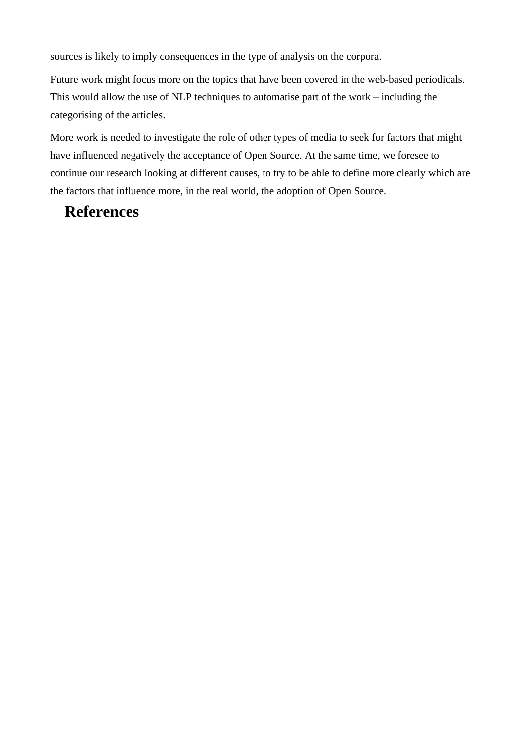sources is likely to imply consequences in the type of analysis on the corpora.

Future work might focus more on the topics that have been covered in the web-based periodicals. This would allow the use of NLP techniques to automatise part of the work – including the categorising of the articles.

More work is needed to investigate the role of other types of media to seek for factors that might have influenced negatively the acceptance of Open Source. At the same time, we foresee to continue our research looking at different causes, to try to be able to define more clearly which are the factors that influence more, in the real world, the adoption of Open Source.

## References